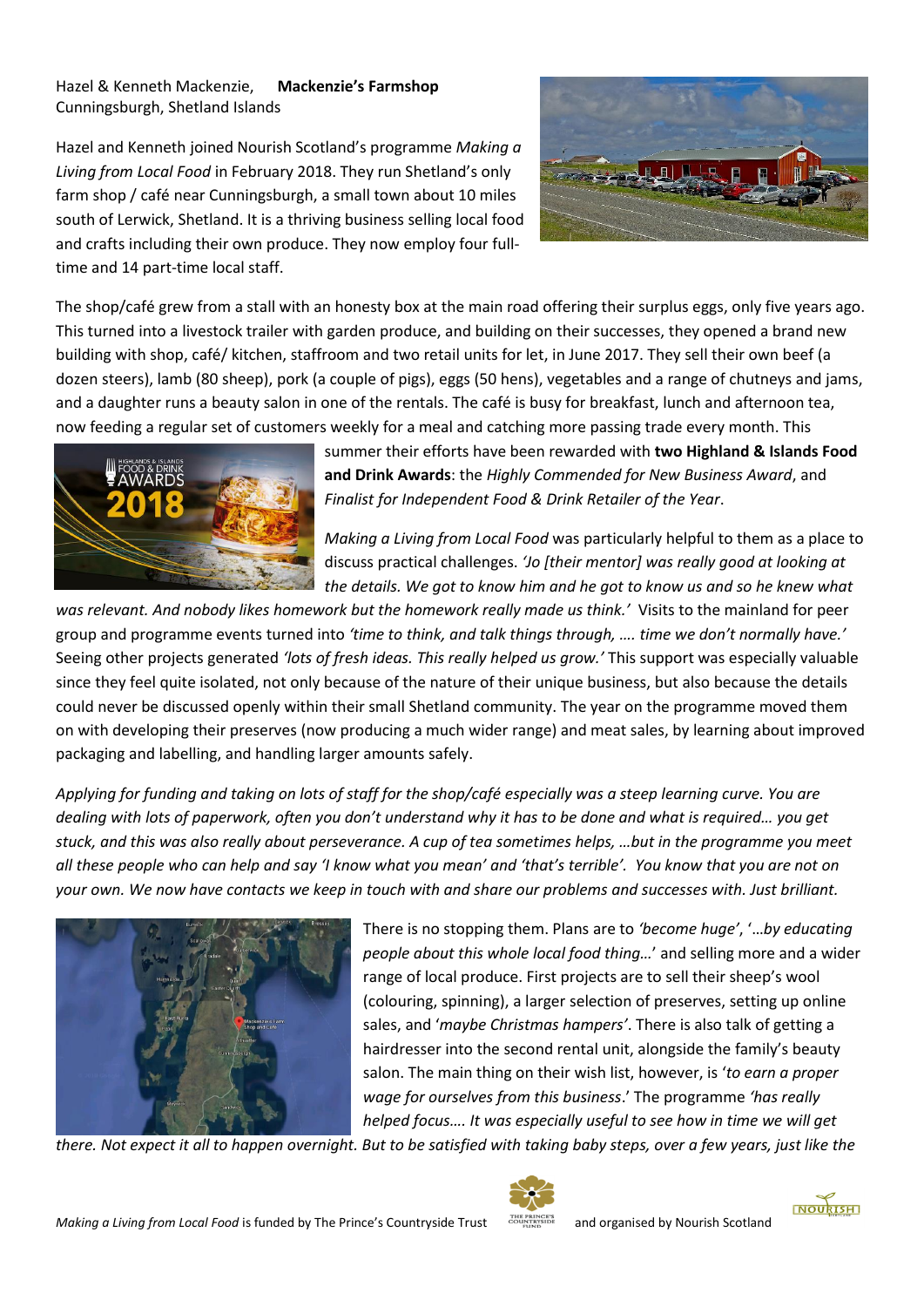Hazel & Kenneth Mackenzie, **Mackenzie's Farmshop**
Cunningsburgh, Shetland Islands

Hazel and Kenneth joined Nourish Scotland's programme *Making a Living from Local Food* in February 2018. They run Shetland's only farm shop / café near Cunningsburgh, a small town about 10 miles south of Lerwick, Shetland. It is a thriving business selling local food and crafts including their own produce. They now employ four full-time and 14 part-time local staff.

The shop/café grew from a stall with an honesty box at the main road offering their surplus eggs, only five years ago. This turned into a livestock trailer with garden produce, and building on their successes, they opened a brand new building with shop, café/ kitchen, staffroom and two retail units for let, in June 2017. They sell their own beef (a dozen steers), lamb (80 sheep), pork (a couple of pigs), eggs (50 hens), vegetables and a range of chutneys and jams, and a daughter runs a beauty salon in one of the rentals. The café is busy for breakfast, lunch and afternoon tea, now feeding a regular set of customers weekly for a meal and catching more passing trade every month. This summer their efforts have been rewarded with **two Highland & Islands Food and Drink Awards**: the *Highly Commended for New Business Award*, and *Finalist for Independent Food & Drink Retailer of the Year*.

*Making a Living from Local Food* was particularly helpful to them as a place to discuss practical challenges. *'Jo [their mentor] was really good at looking at the details. We got to know him and he got to know us and so he knew what was relevant. And nobody likes homework but the homework really made us think.'* Visits to the mainland for peer group and programme events turned into *'time to think, and talk things through, …. time we don't normally have.'* Seeing other projects generated *'lots of fresh ideas. This really helped us grow.'* This support was especially valuable since they feel quite isolated, not only because of the nature of their unique business, but also because the details could never be discussed openly within their small Shetland community. The year on the programme moved them on with developing their preserves (now producing a much wider range) and meat sales, by learning about improved packaging and labelling, and handling larger amounts safely.

*Applying for funding and taking on lots of staff for the shop/café especially was a steep learning curve. You are dealing with lots of paperwork, often you don't understand why it has to be done and what is required… you get stuck, and this was also really about perseverance. A cup of tea sometimes helps, …but in the programme you meet all these people who can help and say 'I know what you mean' and 'that's terrible'. You know that you are not on your own. We now have contacts we keep in touch with and share our problems and successes with. Just brilliant.*

There is no stopping them. Plans are to *'become huge'*, '*…by educating people about this whole local food thing…*' and selling more and a wider range of local produce. First projects are to sell their sheep's wool (colouring, spinning), a larger selection of preserves, setting up online sales, and '*maybe Christmas hampers'*. There is also talk of getting a hairdresser into the second rental unit, alongside the family's beauty salon. The main thing on their wish list, however, is '*to earn a proper wage for ourselves from this business*.' The programme *'has really helped focus…. It was especially useful to see how in time we will get there. Not expect it all to happen overnight. But to be satisfied with taking baby steps, over a few years, just like the*

*Making a Living from Local Food* is funded by The Prince's Countryside Trust and organised by Nourish Scotland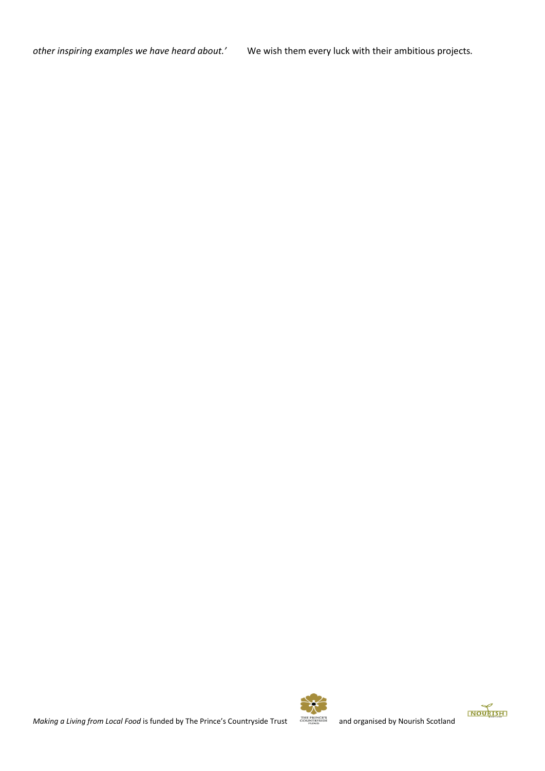*other inspiring examples we have heard about.'* We wish them every luck with their ambitious projects.

*Making a Living from Local Food* is funded by The Prince's Countryside Trust and organised by Nourish Scotland